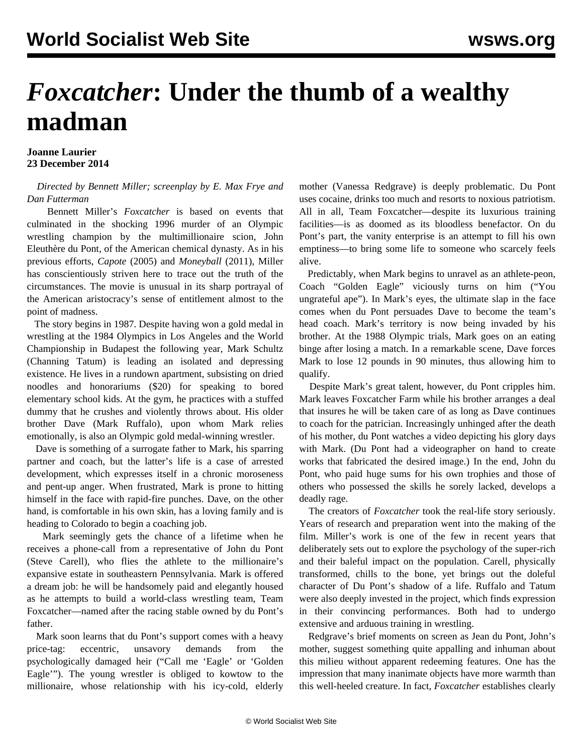# *Foxcatcher*: Under the thumb of a wealthy madman

**Joanne Laurier**
**23 December 2014**

*Directed by Bennett Miller; screenplay by E. Max Frye and Dan Futterman*

Bennett Miller's *Foxcatcher* is based on events that culminated in the shocking 1996 murder of an Olympic wrestling champion by the multimillionaire scion, John Eleuthère du Pont, of the American chemical dynasty. As in his previous efforts, *Capote* (2005) and *Moneyball* (2011), Miller has conscientiously striven here to trace out the truth of the circumstances. The movie is unusual in its sharp portrayal of the American aristocracy's sense of entitlement almost to the point of madness.

The story begins in 1987. Despite having won a gold medal in wrestling at the 1984 Olympics in Los Angeles and the World Championship in Budapest the following year, Mark Schultz (Channing Tatum) is leading an isolated and depressing existence. He lives in a rundown apartment, subsisting on dried noodles and honorariums ($20) for speaking to bored elementary school kids. At the gym, he practices with a stuffed dummy that he crushes and violently throws about. His older brother Dave (Mark Ruffalo), upon whom Mark relies emotionally, is also an Olympic gold medal-winning wrestler.

Dave is something of a surrogate father to Mark, his sparring partner and coach, but the latter's life is a case of arrested development, which expresses itself in a chronic moroseness and pent-up anger. When frustrated, Mark is prone to hitting himself in the face with rapid-fire punches. Dave, on the other hand, is comfortable in his own skin, has a loving family and is heading to Colorado to begin a coaching job.

Mark seemingly gets the chance of a lifetime when he receives a phone-call from a representative of John du Pont (Steve Carell), who flies the athlete to the millionaire's expansive estate in southeastern Pennsylvania. Mark is offered a dream job: he will be handsomely paid and elegantly housed as he attempts to build a world-class wrestling team, Team Foxcatcher—named after the racing stable owned by du Pont's father.

Mark soon learns that du Pont's support comes with a heavy price-tag: eccentric, unsavory demands from the psychologically damaged heir ("Call me 'Eagle' or 'Golden Eagle'"). The young wrestler is obliged to kowtow to the millionaire, whose relationship with his icy-cold, elderly mother (Vanessa Redgrave) is deeply problematic. Du Pont uses cocaine, drinks too much and resorts to noxious patriotism. All in all, Team Foxcatcher—despite its luxurious training facilities—is as doomed as its bloodless benefactor. On du Pont's part, the vanity enterprise is an attempt to fill his own emptiness—to bring some life to someone who scarcely feels alive.

Predictably, when Mark begins to unravel as an athlete-peon, Coach "Golden Eagle" viciously turns on him ("You ungrateful ape"). In Mark's eyes, the ultimate slap in the face comes when du Pont persuades Dave to become the team's head coach. Mark's territory is now being invaded by his brother. At the 1988 Olympic trials, Mark goes on an eating binge after losing a match. In a remarkable scene, Dave forces Mark to lose 12 pounds in 90 minutes, thus allowing him to qualify.

Despite Mark's great talent, however, du Pont cripples him. Mark leaves Foxcatcher Farm while his brother arranges a deal that insures he will be taken care of as long as Dave continues to coach for the patrician. Increasingly unhinged after the death of his mother, du Pont watches a video depicting his glory days with Mark. (Du Pont had a videographer on hand to create works that fabricated the desired image.) In the end, John du Pont, who paid huge sums for his own trophies and those of others who possessed the skills he sorely lacked, develops a deadly rage.

The creators of *Foxcatcher* took the real-life story seriously. Years of research and preparation went into the making of the film. Miller's work is one of the few in recent years that deliberately sets out to explore the psychology of the super-rich and their baleful impact on the population. Carell, physically transformed, chills to the bone, yet brings out the doleful character of Du Pont's shadow of a life. Ruffalo and Tatum were also deeply invested in the project, which finds expression in their convincing performances. Both had to undergo extensive and arduous training in wrestling.

Redgrave's brief moments on screen as Jean du Pont, John's mother, suggest something quite appalling and inhuman about this milieu without apparent redeeming features. One has the impression that many inanimate objects have more warmth than this well-heeled creature. In fact, *Foxcatcher* establishes clearly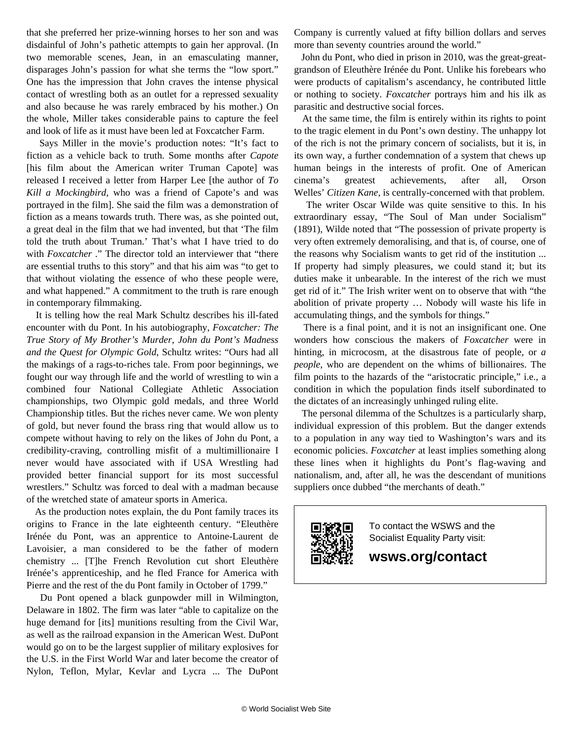that she preferred her prize-winning horses to her son and was disdainful of John's pathetic attempts to gain her approval. (In two memorable scenes, Jean, in an emasculating manner, disparages John's passion for what she terms the "low sport." One has the impression that John craves the intense physical contact of wrestling both as an outlet for a repressed sexuality and also because he was rarely embraced by his mother.) On the whole, Miller takes considerable pains to capture the feel and look of life as it must have been led at Foxcatcher Farm.

Says Miller in the movie's production notes: "It's fact to fiction as a vehicle back to truth. Some months after *Capote* [his film about the American writer Truman Capote] was released I received a letter from Harper Lee [the author of *To Kill a Mockingbird*, who was a friend of Capote's and was portrayed in the film]. She said the film was a demonstration of fiction as a means towards truth. There was, as she pointed out, a great deal in the film that we had invented, but that 'The film told the truth about Truman.' That's what I have tried to do with *Foxcatcher* ." The director told an interviewer that "there are essential truths to this story" and that his aim was "to get to that without violating the essence of who these people were, and what happened." A commitment to the truth is rare enough in contemporary filmmaking.

It is telling how the real Mark Schultz describes his ill-fated encounter with du Pont. In his autobiography, *Foxcatcher: The True Story of My Brother's Murder, John du Pont's Madness and the Quest for Olympic Gold*, Schultz writes: "Ours had all the makings of a rags-to-riches tale. From poor beginnings, we fought our way through life and the world of wrestling to win a combined four National Collegiate Athletic Association championships, two Olympic gold medals, and three World Championship titles. But the riches never came. We won plenty of gold, but never found the brass ring that would allow us to compete without having to rely on the likes of John du Pont, a credibility-craving, controlling misfit of a multimillionaire I never would have associated with if USA Wrestling had provided better financial support for its most successful wrestlers." Schultz was forced to deal with a madman because of the wretched state of amateur sports in America.

As the production notes explain, the du Pont family traces its origins to France in the late eighteenth century. "Eleuthère Irénée du Pont, was an apprentice to Antoine-Laurent de Lavoisier, a man considered to be the father of modern chemistry ... [T]he French Revolution cut short Eleuthère Irénée's apprenticeship, and he fled France for America with Pierre and the rest of the du Pont family in October of 1799."

Du Pont opened a black gunpowder mill in Wilmington, Delaware in 1802. The firm was later "able to capitalize on the huge demand for [its] munitions resulting from the Civil War, as well as the railroad expansion in the American West. DuPont would go on to be the largest supplier of military explosives for the U.S. in the First World War and later become the creator of Nylon, Teflon, Mylar, Kevlar and Lycra ... The DuPont Company is currently valued at fifty billion dollars and serves more than seventy countries around the world."

John du Pont, who died in prison in 2010, was the great-great-grandson of Eleuthère Irénée du Pont. Unlike his forebears who were products of capitalism's ascendancy, he contributed little or nothing to society. *Foxcatcher* portrays him and his ilk as parasitic and destructive social forces.

At the same time, the film is entirely within its rights to point to the tragic element in du Pont's own destiny. The unhappy lot of the rich is not the primary concern of socialists, but it is, in its own way, a further condemnation of a system that chews up human beings in the interests of profit. One of American cinema's greatest achievements, after all, Orson Welles' *Citizen Kane*, is centrally-concerned with that problem.

The writer Oscar Wilde was quite sensitive to this. In his extraordinary essay, "The Soul of Man under Socialism" (1891), Wilde noted that "The possession of private property is very often extremely demoralising, and that is, of course, one of the reasons why Socialism wants to get rid of the institution ... If property had simply pleasures, we could stand it; but its duties make it unbearable. In the interest of the rich we must get rid of it." The Irish writer went on to observe that with "the abolition of private property … Nobody will waste his life in accumulating things, and the symbols for things."

There is a final point, and it is not an insignificant one. One wonders how conscious the makers of *Foxcatcher* were in hinting, in microcosm, at the disastrous fate of people, or *a people*, who are dependent on the whims of billionaires. The film points to the hazards of the "aristocratic principle," i.e., a condition in which the population finds itself subordinated to the dictates of an increasingly unhinged ruling elite.

The personal dilemma of the Schultzes is a particularly sharp, individual expression of this problem. But the danger extends to a population in any way tied to Washington's wars and its economic policies. *Foxcatcher* at least implies something along these lines when it highlights du Pont's flag-waving and nationalism, and, after all, he was the descendant of munitions suppliers once dubbed "the merchants of death."

To contact the WSWS and the Socialist Equality Party visit:

**wsws.org/contact**